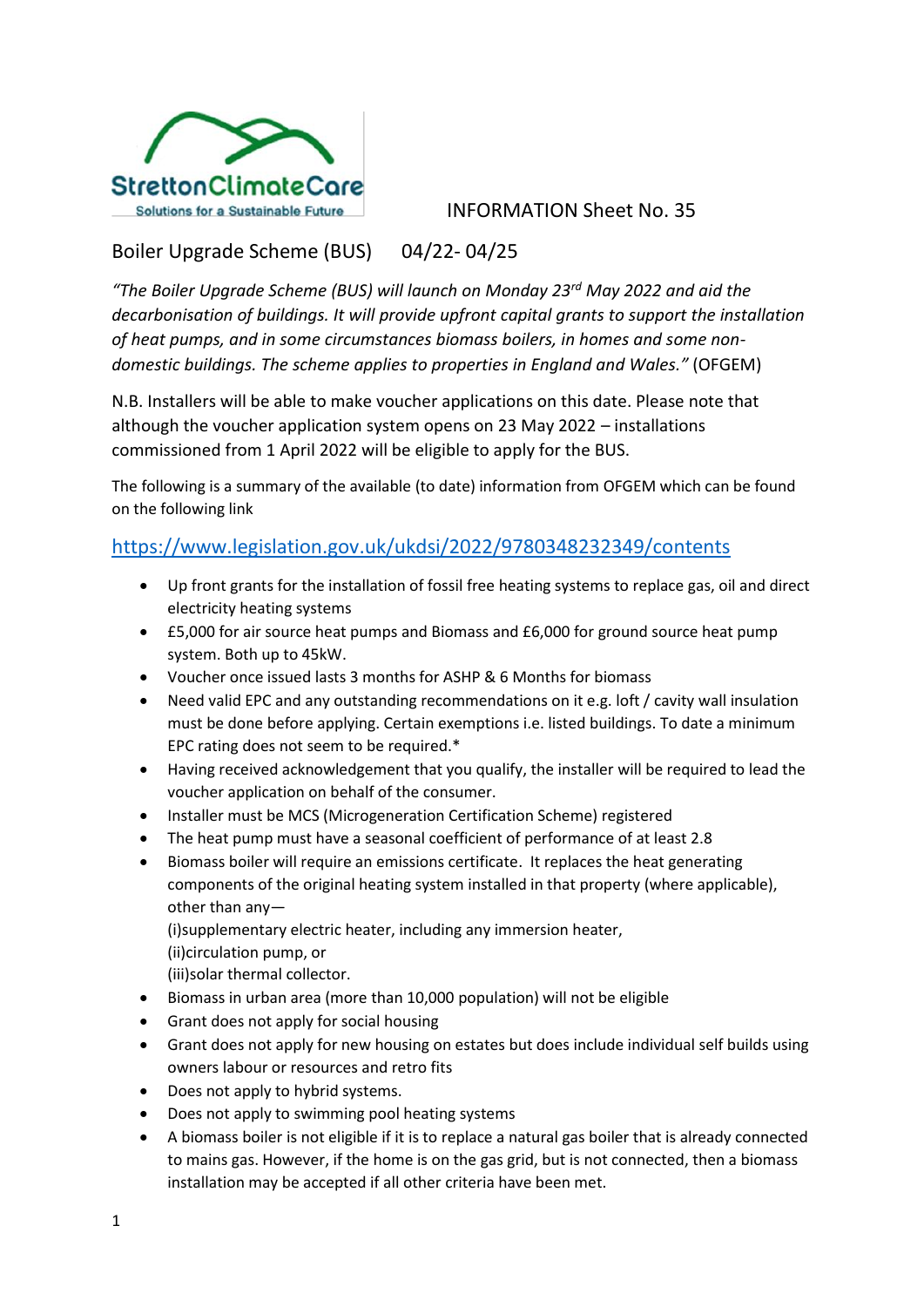StrettonClimateCare
Solutions for a Sustainable Future

INFORMATION Sheet No. 35

## Boiler Upgrade Scheme (BUS) 04/22- 04/25

*"The Boiler Upgrade Scheme (BUS) will launch on Monday 23rd May 2022 and aid the decarbonisation of buildings. It will provide upfront capital grants to support the installation of heat pumps, and in some circumstances biomass boilers, in homes and some non-domestic buildings. The scheme applies to properties in England and Wales."* (OFGEM)

N.B. Installers will be able to make voucher applications on this date. Please note that although the voucher application system opens on 23 May 2022 – installations commissioned from 1 April 2022 will be eligible to apply for the BUS.

The following is a summary of the available (to date) information from OFGEM which can be found on the following link

https://www.legislation.gov.uk/ukdsi/2022/9780348232349/contents

- Up front grants for the installation of fossil free heating systems to replace gas, oil and direct electricity heating systems
- £5,000 for air source heat pumps and Biomass and £6,000 for ground source heat pump system. Both up to 45kW.
- Voucher once issued lasts 3 months for ASHP & 6 Months for biomass
- Need valid EPC and any outstanding recommendations on it e.g. loft / cavity wall insulation must be done before applying. Certain exemptions i.e. listed buildings. To date a minimum EPC rating does not seem to be required.*
- Having received acknowledgement that you qualify, the installer will be required to lead the voucher application on behalf of the consumer.
- Installer must be MCS (Microgeneration Certification Scheme) registered
- The heat pump must have a seasonal coefficient of performance of at least 2.8
- Biomass boiler will require an emissions certificate. It replaces the heat generating components of the original heating system installed in that property (where applicable), other than any—
  (i)supplementary electric heater, including any immersion heater,
  (ii)circulation pump, or
  (iii)solar thermal collector.
- Biomass in urban area (more than 10,000 population) will not be eligible
- Grant does not apply for social housing
- Grant does not apply for new housing on estates but does include individual self builds using owners labour or resources and retro fits
- Does not apply to hybrid systems.
- Does not apply to swimming pool heating systems
- A biomass boiler is not eligible if it is to replace a natural gas boiler that is already connected to mains gas. However, if the home is on the gas grid, but is not connected, then a biomass installation may be accepted if all other criteria have been met.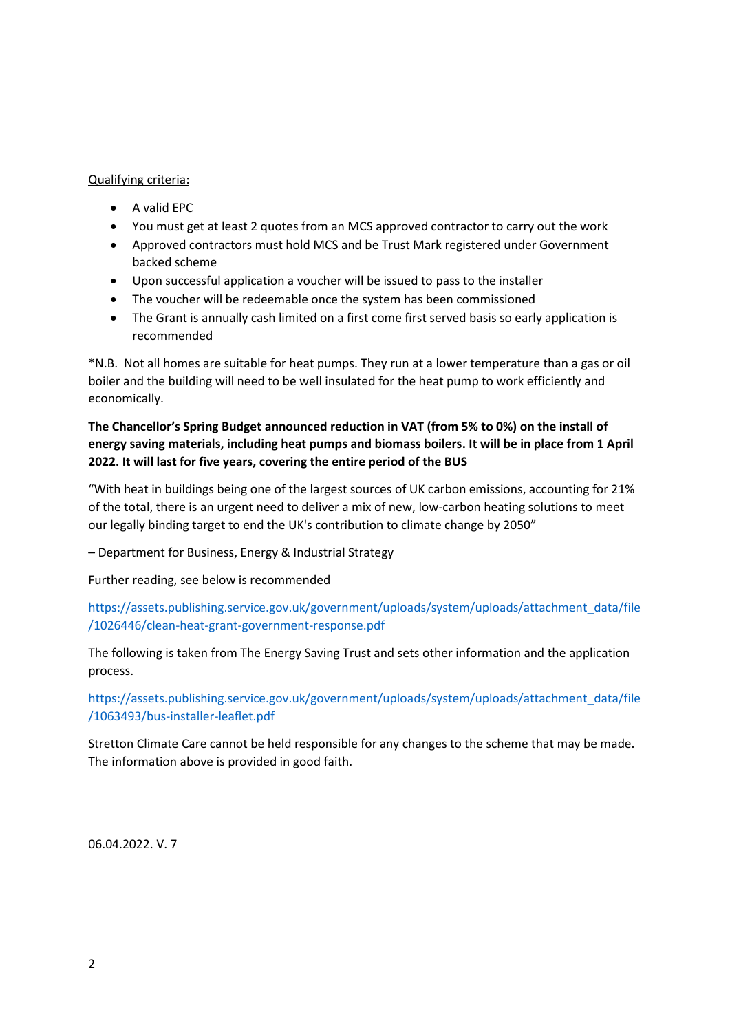Qualifying criteria:

- A valid EPC
- You must get at least 2 quotes from an MCS approved contractor to carry out the work
- Approved contractors must hold MCS and be Trust Mark registered under Government backed scheme
- Upon successful application a voucher will be issued to pass to the installer
- The voucher will be redeemable once the system has been commissioned
- The Grant is annually cash limited on a first come first served basis so early application is recommended

*N.B. Not all homes are suitable for heat pumps. They run at a lower temperature than a gas or oil boiler and the building will need to be well insulated for the heat pump to work efficiently and economically.

**The Chancellor's Spring Budget announced reduction in VAT (from 5% to 0%) on the install of energy saving materials, including heat pumps and biomass boilers. It will be in place from 1 April 2022. It will last for five years, covering the entire period of the BUS**

"With heat in buildings being one of the largest sources of UK carbon emissions, accounting for 21% of the total, there is an urgent need to deliver a mix of new, low-carbon heating solutions to meet our legally binding target to end the UK's contribution to climate change by 2050"

– Department for Business, Energy & Industrial Strategy

Further reading, see below is recommended

https://assets.publishing.service.gov.uk/government/uploads/system/uploads/attachment_data/file/1026446/clean-heat-grant-government-response.pdf

The following is taken from The Energy Saving Trust and sets other information and the application process.

https://assets.publishing.service.gov.uk/government/uploads/system/uploads/attachment_data/file/1063493/bus-installer-leaflet.pdf

Stretton Climate Care cannot be held responsible for any changes to the scheme that may be made. The information above is provided in good faith.

06.04.2022. V. 7